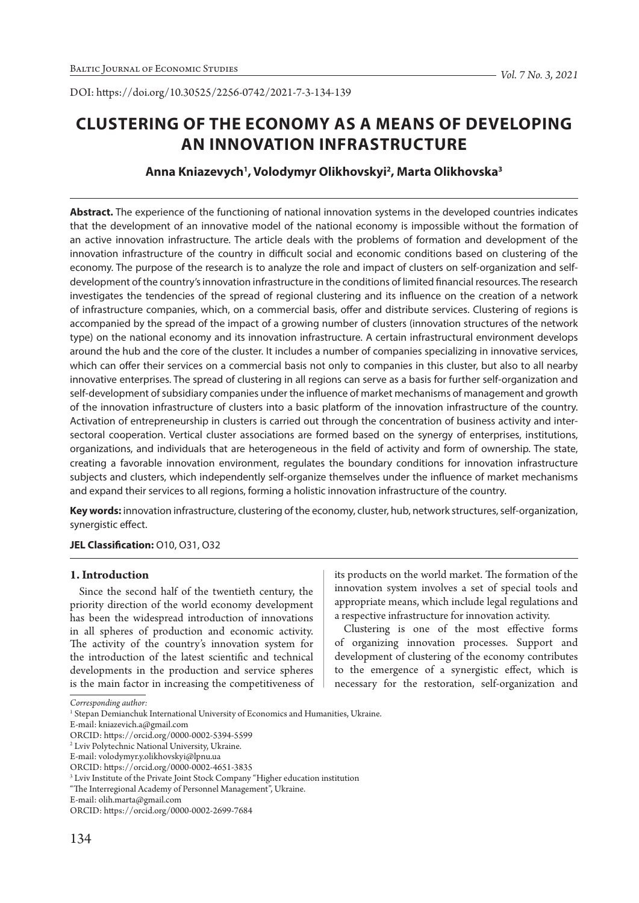DOI: https://doi.org/10.30525/2256-0742/2021-7-3-134-139

# CLUSTERING OF THE ECONOMY AS A MEANS OF DEVELOPING AN INNOVATION INFRASTRUCTURE

**Anna Kniazevych[1], Volodymyr Olikhovskyi[2], Marta Olikhovska[3]**

**Abstract.** The experience of the functioning of national innovation systems in the developed countries indicates that the development of an innovative model of the national economy is impossible without the formation of an active innovation infrastructure. The article deals with the problems of formation and development of the innovation infrastructure of the country in difficult social and economic conditions based on clustering of the economy. The purpose of the research is to analyze the role and impact of clusters on self-organization and self-development of the country's innovation infrastructure in the conditions of limited financial resources. The research investigates the tendencies of the spread of regional clustering and its influence on the creation of a network of infrastructure companies, which, on a commercial basis, offer and distribute services. Clustering of regions is accompanied by the spread of the impact of a growing number of clusters (innovation structures of the network type) on the national economy and its innovation infrastructure. A certain infrastructural environment develops around the hub and the core of the cluster. It includes a number of companies specializing in innovative services, which can offer their services on a commercial basis not only to companies in this cluster, but also to all nearby innovative enterprises. The spread of clustering in all regions can serve as a basis for further self-organization and self-development of subsidiary companies under the influence of market mechanisms of management and growth of the innovation infrastructure of clusters into a basic platform of the innovation infrastructure of the country. Activation of entrepreneurship in clusters is carried out through the concentration of business activity and inter-sectoral cooperation. Vertical cluster associations are formed based on the synergy of enterprises, institutions, organizations, and individuals that are heterogeneous in the field of activity and form of ownership. The state, creating a favorable innovation environment, regulates the boundary conditions for innovation infrastructure subjects and clusters, which independently self-organize themselves under the influence of market mechanisms and expand their services to all regions, forming a holistic innovation infrastructure of the country.

**Key words:** innovation infrastructure, clustering of the economy, cluster, hub, network structures, self-organization, synergistic effect.

**JEL Classification:** O10, O31, O32

## 1. Introduction

Since the second half of the twentieth century, the priority direction of the world economy development has been the widespread introduction of innovations in all spheres of production and economic activity. The activity of the country's innovation system for the introduction of the latest scientific and technical developments in the production and service spheres is the main factor in increasing the competitiveness of its products on the world market. The formation of the innovation system involves a set of special tools and appropriate means, which include legal regulations and a respective infrastructure for innovation activity.

Clustering is one of the most effective forms of organizing innovation processes. Support and development of clustering of the economy contributes to the emergence of a synergistic effect, which is necessary for the restoration, self-organization and

*Corresponding author:*

[1] Stepan Demianchuk International University of Economics and Humanities, Ukraine.
E-mail: kniazevich.a@gmail.com
ORCID: https://orcid.org/0000-0002-5394-5599

[2] Lviv Polytechnic National University, Ukraine.
E-mail: volodymyr.y.olikhovskyi@lpnu.ua
ORCID: https://orcid.org/0000-0002-4651-3835

[3] Lviv Institute of the Private Joint Stock Company "Higher education institution "The Interregional Academy of Personnel Management", Ukraine.
E-mail: olih.marta@gmail.com
ORCID: https://orcid.org/0000-0002-2699-7684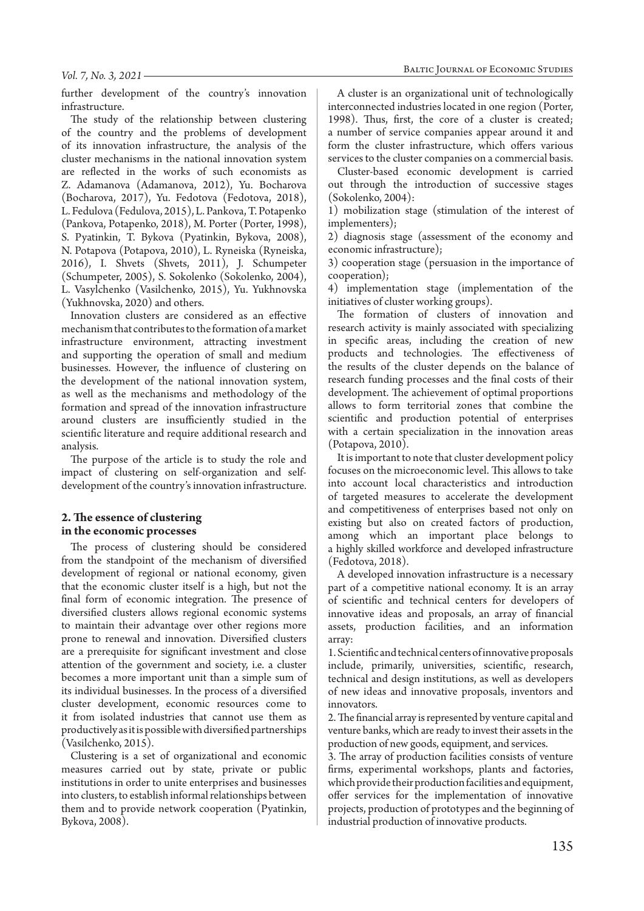further development of the country's innovation infrastructure.

The study of the relationship between clustering of the country and the problems of development of its innovation infrastructure, the analysis of the cluster mechanisms in the national innovation system are reflected in the works of such economists as Z. Adamanova (Adamanova, 2012), Yu. Bocharova (Bocharova, 2017), Yu. Fedotova (Fedotova, 2018), L. Fedulova (Fedulova, 2015), L. Pankova, T. Potapenko (Pankova, Potapenko, 2018), M. Porter (Porter, 1998), S. Pyatinkin, T. Bykova (Pyatinkin, Bykova, 2008), N. Potapova (Potapova, 2010), L. Ryneiska (Ryneiska, 2016), I. Shvets (Shvets, 2011), J. Schumpeter (Schumpeter, 2005), S. Sokolenko (Sokolenko, 2004), L. Vasylchenko (Vasilchenko, 2015), Yu. Yukhnovska (Yukhnovska, 2020) and others.

Innovation clusters are considered as an effective mechanism that contributes to the formation of a market infrastructure environment, attracting investment and supporting the operation of small and medium businesses. However, the influence of clustering on the development of the national innovation system, as well as the mechanisms and methodology of the formation and spread of the innovation infrastructure around clusters are insufficiently studied in the scientific literature and require additional research and analysis.

The purpose of the article is to study the role and impact of clustering on self-organization and self-development of the country's innovation infrastructure.

## 2. The essence of clustering in the economic processes

The process of clustering should be considered from the standpoint of the mechanism of diversified development of regional or national economy, given that the economic cluster itself is a high, but not the final form of economic integration. The presence of diversified clusters allows regional economic systems to maintain their advantage over other regions more prone to renewal and innovation. Diversified clusters are a prerequisite for significant investment and close attention of the government and society, i.e. a cluster becomes a more important unit than a simple sum of its individual businesses. In the process of a diversified cluster development, economic resources come to it from isolated industries that cannot use them as productively as it is possible with diversified partnerships (Vasilchenko, 2015).

Clustering is a set of organizational and economic measures carried out by state, private or public institutions in order to unite enterprises and businesses into clusters, to establish informal relationships between them and to provide network cooperation (Pyatinkin, Bykova, 2008).

A cluster is an organizational unit of technologically interconnected industries located in one region (Porter, 1998). Thus, first, the core of a cluster is created; a number of service companies appear around it and form the cluster infrastructure, which offers various services to the cluster companies on a commercial basis.

Cluster-based economic development is carried out through the introduction of successive stages (Sokolenko, 2004):

1) mobilization stage (stimulation of the interest of implementers);

2) diagnosis stage (assessment of the economy and economic infrastructure);

3) cooperation stage (persuasion in the importance of cooperation);

4) implementation stage (implementation of the initiatives of cluster working groups).

The formation of clusters of innovation and research activity is mainly associated with specializing in specific areas, including the creation of new products and technologies. The effectiveness of the results of the cluster depends on the balance of research funding processes and the final costs of their development. The achievement of optimal proportions allows to form territorial zones that combine the scientific and production potential of enterprises with a certain specialization in the innovation areas (Potapova, 2010).

It is important to note that cluster development policy focuses on the microeconomic level. This allows to take into account local characteristics and introduction of targeted measures to accelerate the development and competitiveness of enterprises based not only on existing but also on created factors of production, among which an important place belongs to a highly skilled workforce and developed infrastructure (Fedotova, 2018).

A developed innovation infrastructure is a necessary part of a competitive national economy. It is an array of scientific and technical centers for developers of innovative ideas and proposals, an array of financial assets, production facilities, and an information array:

1. Scientific and technical centers of innovative proposals include, primarily, universities, scientific, research, technical and design institutions, as well as developers of new ideas and innovative proposals, inventors and innovators.

2. The financial array is represented by venture capital and venture banks, which are ready to invest their assets in the production of new goods, equipment, and services.

3. The array of production facilities consists of venture firms, experimental workshops, plants and factories, which provide their production facilities and equipment, offer services for the implementation of innovative projects, production of prototypes and the beginning of industrial production of innovative products.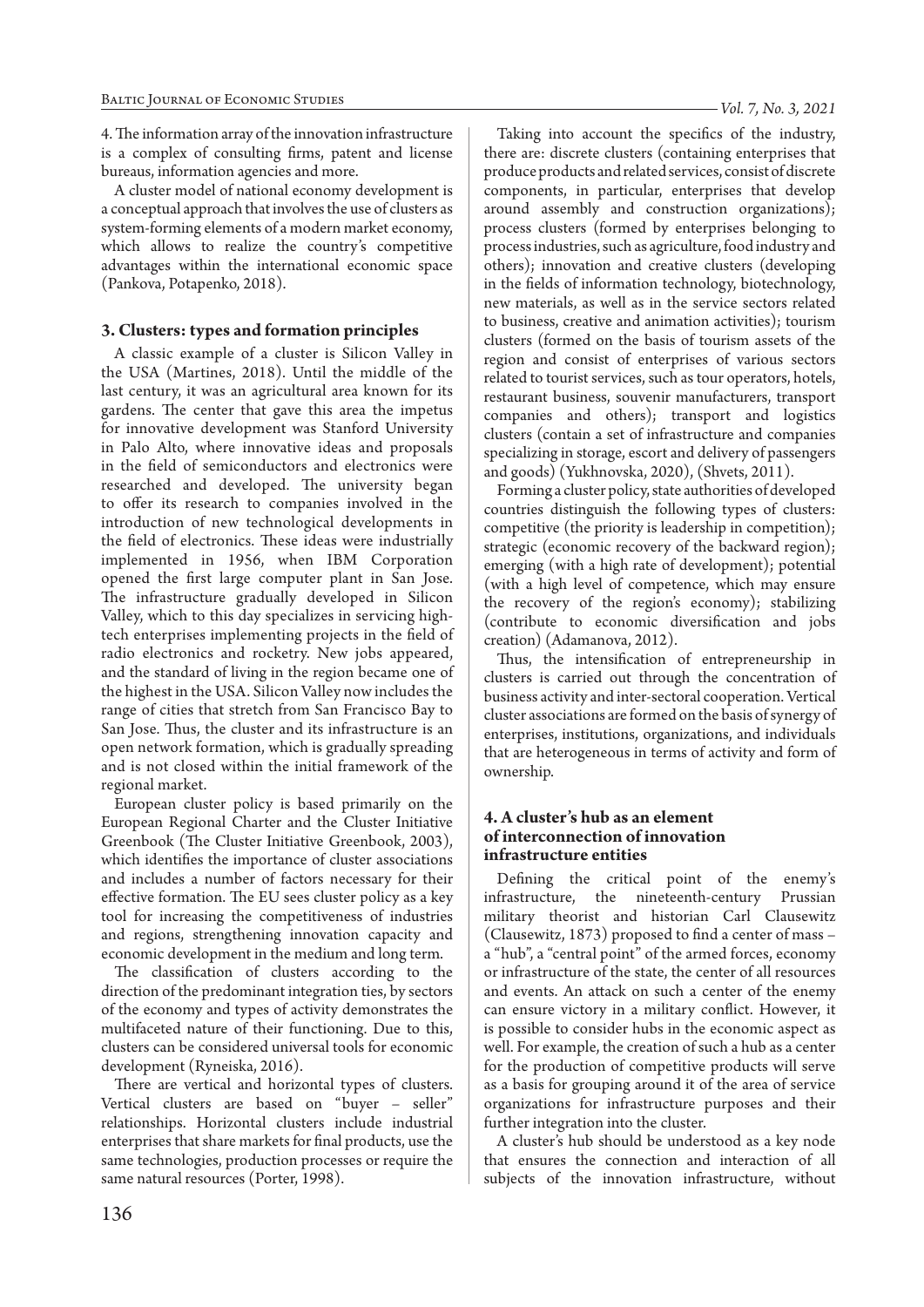4. The information array of the innovation infrastructure is a complex of consulting firms, patent and license bureaus, information agencies and more.

A cluster model of national economy development is a conceptual approach that involves the use of clusters as system-forming elements of a modern market economy, which allows to realize the country's competitive advantages within the international economic space (Pankova, Potapenko, 2018).

## 3. Clusters: types and formation principles

A classic example of a cluster is Silicon Valley in the USA (Martines, 2018). Until the middle of the last century, it was an agricultural area known for its gardens. The center that gave this area the impetus for innovative development was Stanford University in Palo Alto, where innovative ideas and proposals in the field of semiconductors and electronics were researched and developed. The university began to offer its research to companies involved in the introduction of new technological developments in the field of electronics. These ideas were industrially implemented in 1956, when IBM Corporation opened the first large computer plant in San Jose. The infrastructure gradually developed in Silicon Valley, which to this day specializes in servicing high-tech enterprises implementing projects in the field of radio electronics and rocketry. New jobs appeared, and the standard of living in the region became one of the highest in the USA. Silicon Valley now includes the range of cities that stretch from San Francisco Bay to San Jose. Thus, the cluster and its infrastructure is an open network formation, which is gradually spreading and is not closed within the initial framework of the regional market.

European cluster policy is based primarily on the European Regional Charter and the Cluster Initiative Greenbook (The Cluster Initiative Greenbook, 2003), which identifies the importance of cluster associations and includes a number of factors necessary for their effective formation. The EU sees cluster policy as a key tool for increasing the competitiveness of industries and regions, strengthening innovation capacity and economic development in the medium and long term.

The classification of clusters according to the direction of the predominant integration ties, by sectors of the economy and types of activity demonstrates the multifaceted nature of their functioning. Due to this, clusters can be considered universal tools for economic development (Ryneiska, 2016).

There are vertical and horizontal types of clusters. Vertical clusters are based on "buyer – seller" relationships. Horizontal clusters include industrial enterprises that share markets for final products, use the same technologies, production processes or require the same natural resources (Porter, 1998).

Taking into account the specifics of the industry, there are: discrete clusters (containing enterprises that produce products and related services, consist of discrete components, in particular, enterprises that develop around assembly and construction organizations); process clusters (formed by enterprises belonging to process industries, such as agriculture, food industry and others); innovation and creative clusters (developing in the fields of information technology, biotechnology, new materials, as well as in the service sectors related to business, creative and animation activities); tourism clusters (formed on the basis of tourism assets of the region and consist of enterprises of various sectors related to tourist services, such as tour operators, hotels, restaurant business, souvenir manufacturers, transport companies and others); transport and logistics clusters (contain a set of infrastructure and companies specializing in storage, escort and delivery of passengers and goods) (Yukhnovska, 2020), (Shvets, 2011).

Forming a cluster policy, state authorities of developed countries distinguish the following types of clusters: competitive (the priority is leadership in competition); strategic (economic recovery of the backward region); emerging (with a high rate of development); potential (with a high level of competence, which may ensure the recovery of the region's economy); stabilizing (contribute to economic diversification and jobs creation) (Adamanova, 2012).

Thus, the intensification of entrepreneurship in clusters is carried out through the concentration of business activity and inter-sectoral cooperation. Vertical cluster associations are formed on the basis of synergy of enterprises, institutions, organizations, and individuals that are heterogeneous in terms of activity and form of ownership.

## 4. A cluster's hub as an element of interconnection of innovation infrastructure entities

Defining the critical point of the enemy's infrastructure, the nineteenth-century Prussian military theorist and historian Carl Clausewitz (Clausewitz, 1873) proposed to find a center of mass – a "hub", a "central point" of the armed forces, economy or infrastructure of the state, the center of all resources and events. An attack on such a center of the enemy can ensure victory in a military conflict. However, it is possible to consider hubs in the economic aspect as well. For example, the creation of such a hub as a center for the production of competitive products will serve as a basis for grouping around it of the area of service organizations for infrastructure purposes and their further integration into the cluster.

A cluster's hub should be understood as a key node that ensures the connection and interaction of all subjects of the innovation infrastructure, without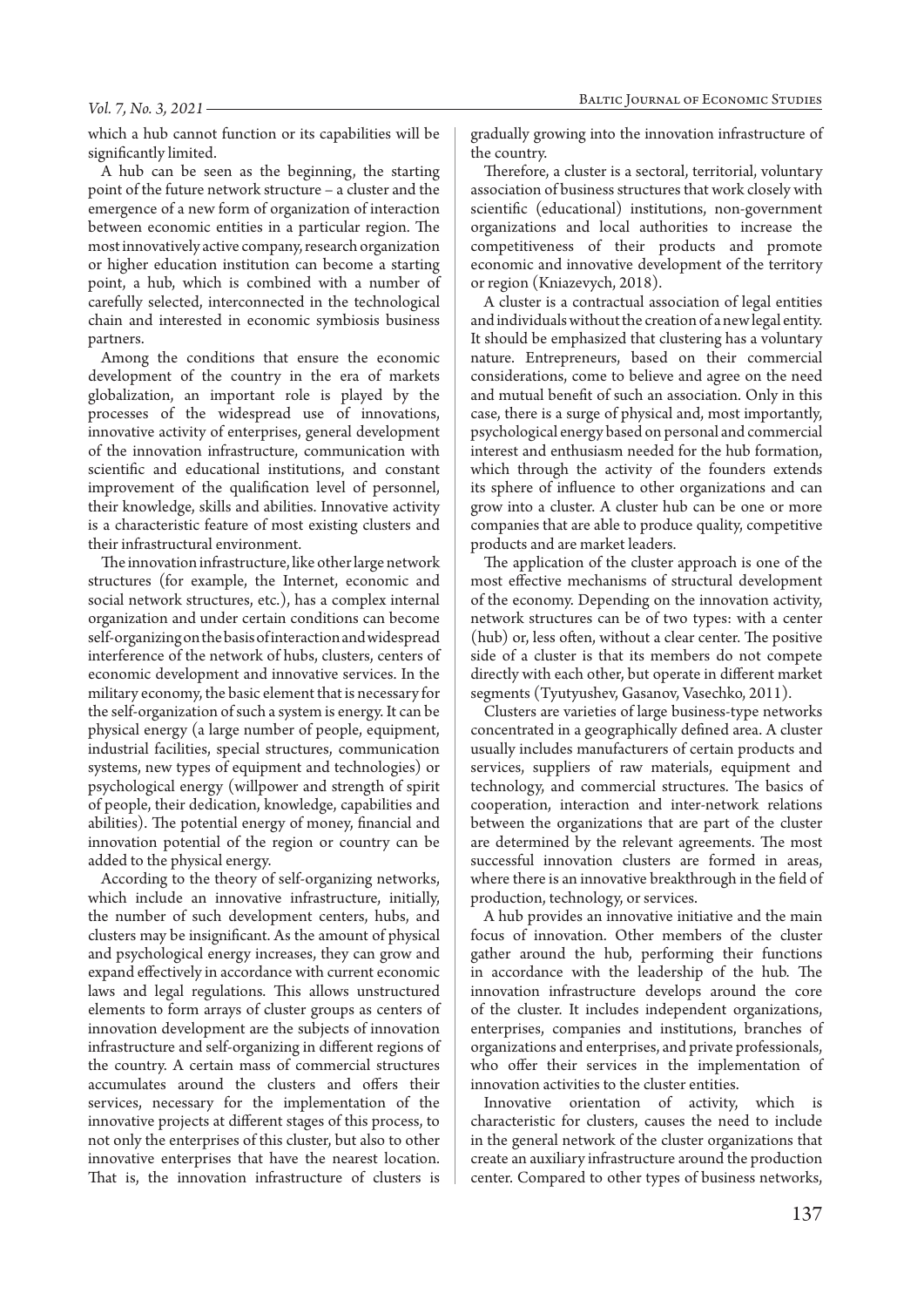which a hub cannot function or its capabilities will be significantly limited.

A hub can be seen as the beginning, the starting point of the future network structure – a cluster and the emergence of a new form of organization of interaction between economic entities in a particular region. The most innovatively active company, research organization or higher education institution can become a starting point, a hub, which is combined with a number of carefully selected, interconnected in the technological chain and interested in economic symbiosis business partners.

Among the conditions that ensure the economic development of the country in the era of markets globalization, an important role is played by the processes of the widespread use of innovations, innovative activity of enterprises, general development of the innovation infrastructure, communication with scientific and educational institutions, and constant improvement of the qualification level of personnel, their knowledge, skills and abilities. Innovative activity is a characteristic feature of most existing clusters and their infrastructural environment.

The innovation infrastructure, like other large network structures (for example, the Internet, economic and social network structures, etc.), has a complex internal organization and under certain conditions can become self-organizing on the basis of interaction and widespread interference of the network of hubs, clusters, centers of economic development and innovative services. In the military economy, the basic element that is necessary for the self-organization of such a system is energy. It can be physical energy (a large number of people, equipment, industrial facilities, special structures, communication systems, new types of equipment and technologies) or psychological energy (willpower and strength of spirit of people, their dedication, knowledge, capabilities and abilities). The potential energy of money, financial and innovation potential of the region or country can be added to the physical energy.

According to the theory of self-organizing networks, which include an innovative infrastructure, initially, the number of such development centers, hubs, and clusters may be insignificant. As the amount of physical and psychological energy increases, they can grow and expand effectively in accordance with current economic laws and legal regulations. This allows unstructured elements to form arrays of cluster groups as centers of innovation development are the subjects of innovation infrastructure and self-organizing in different regions of the country. A certain mass of commercial structures accumulates around the clusters and offers their services, necessary for the implementation of the innovative projects at different stages of this process, to not only the enterprises of this cluster, but also to other innovative enterprises that have the nearest location. That is, the innovation infrastructure of clusters is gradually growing into the innovation infrastructure of the country.

Therefore, a cluster is a sectoral, territorial, voluntary association of business structures that work closely with scientific (educational) institutions, non-government organizations and local authorities to increase the competitiveness of their products and promote economic and innovative development of the territory or region (Kniazevych, 2018).

A cluster is a contractual association of legal entities and individuals without the creation of a new legal entity. It should be emphasized that clustering has a voluntary nature. Entrepreneurs, based on their commercial considerations, come to believe and agree on the need and mutual benefit of such an association. Only in this case, there is a surge of physical and, most importantly, psychological energy based on personal and commercial interest and enthusiasm needed for the hub formation, which through the activity of the founders extends its sphere of influence to other organizations and can grow into a cluster. A cluster hub can be one or more companies that are able to produce quality, competitive products and are market leaders.

The application of the cluster approach is one of the most effective mechanisms of structural development of the economy. Depending on the innovation activity, network structures can be of two types: with a center (hub) or, less often, without a clear center. The positive side of a cluster is that its members do not compete directly with each other, but operate in different market segments (Tyutyushev, Gasanov, Vasechko, 2011).

Clusters are varieties of large business-type networks concentrated in a geographically defined area. A cluster usually includes manufacturers of certain products and services, suppliers of raw materials, equipment and technology, and commercial structures. The basics of cooperation, interaction and inter-network relations between the organizations that are part of the cluster are determined by the relevant agreements. The most successful innovation clusters are formed in areas, where there is an innovative breakthrough in the field of production, technology, or services.

A hub provides an innovative initiative and the main focus of innovation. Other members of the cluster gather around the hub, performing their functions in accordance with the leadership of the hub. The innovation infrastructure develops around the core of the cluster. It includes independent organizations, enterprises, companies and institutions, branches of organizations and enterprises, and private professionals, who offer their services in the implementation of innovation activities to the cluster entities.

Innovative orientation of activity, which is characteristic for clusters, causes the need to include in the general network of the cluster organizations that create an auxiliary infrastructure around the production center. Compared to other types of business networks,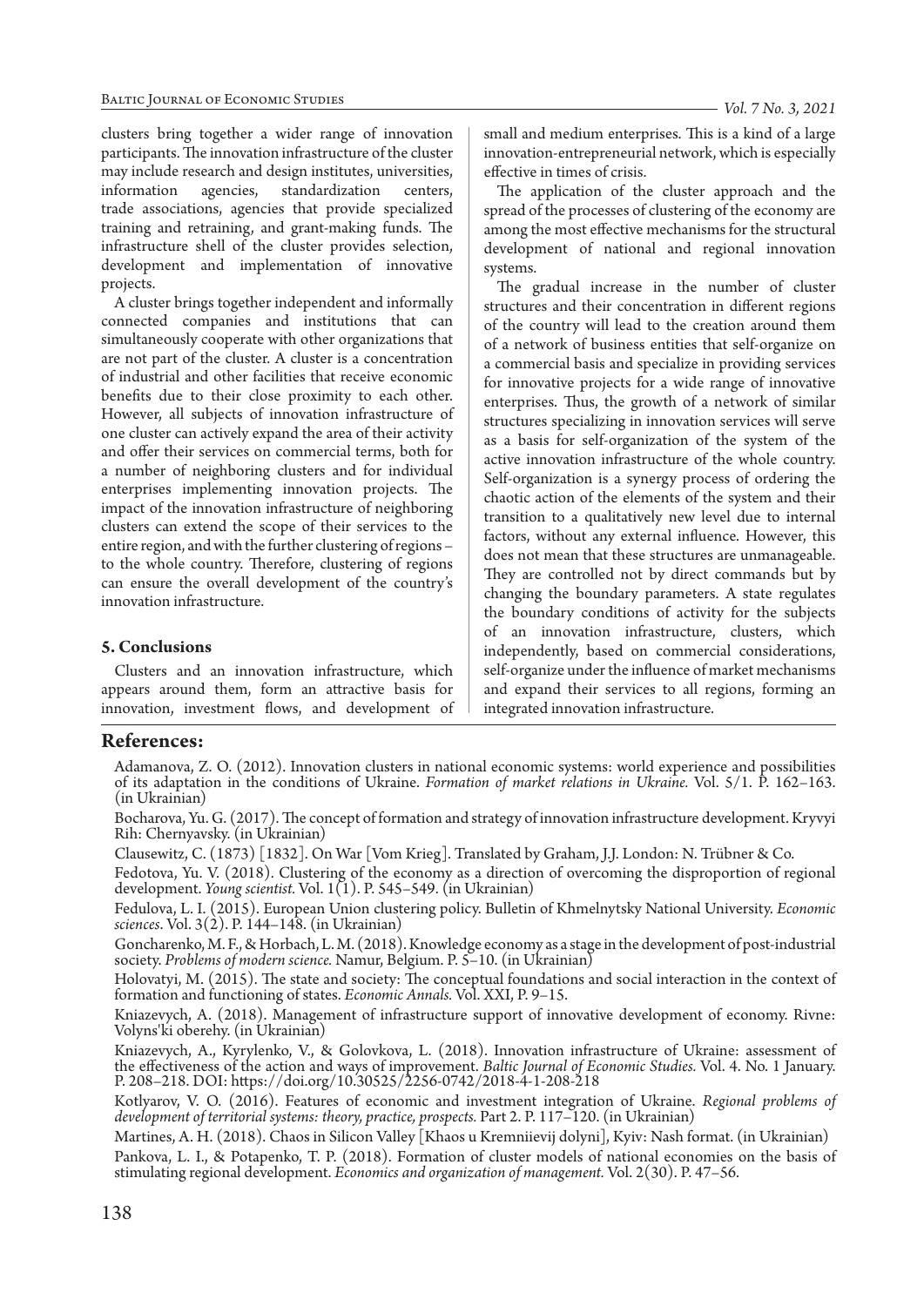clusters bring together a wider range of innovation participants. The innovation infrastructure of the cluster may include research and design institutes, universities, information agencies, standardization centers, trade associations, agencies that provide specialized training and retraining, and grant-making funds. The infrastructure shell of the cluster provides selection, development and implementation of innovative projects.

A cluster brings together independent and informally connected companies and institutions that can simultaneously cooperate with other organizations that are not part of the cluster. A cluster is a concentration of industrial and other facilities that receive economic benefits due to their close proximity to each other. However, all subjects of innovation infrastructure of one cluster can actively expand the area of their activity and offer their services on commercial terms, both for a number of neighboring clusters and for individual enterprises implementing innovation projects. The impact of the innovation infrastructure of neighboring clusters can extend the scope of their services to the entire region, and with the further clustering of regions – to the whole country. Therefore, clustering of regions can ensure the overall development of the country's innovation infrastructure.

## 5. Conclusions

Clusters and an innovation infrastructure, which appears around them, form an attractive basis for innovation, investment flows, and development of small and medium enterprises. This is a kind of a large innovation-entrepreneurial network, which is especially effective in times of crisis.

The application of the cluster approach and the spread of the processes of clustering of the economy are among the most effective mechanisms for the structural development of national and regional innovation systems.

The gradual increase in the number of cluster structures and their concentration in different regions of the country will lead to the creation around them of a network of business entities that self-organize on a commercial basis and specialize in providing services for innovative projects for a wide range of innovative enterprises. Thus, the growth of a network of similar structures specializing in innovation services will serve as a basis for self-organization of the system of the active innovation infrastructure of the whole country. Self-organization is a synergy process of ordering the chaotic action of the elements of the system and their transition to a qualitatively new level due to internal factors, without any external influence. However, this does not mean that these structures are unmanageable. They are controlled not by direct commands but by changing the boundary parameters. A state regulates the boundary conditions of activity for the subjects of an innovation infrastructure, clusters, which independently, based on commercial considerations, self-organize under the influence of market mechanisms and expand their services to all regions, forming an integrated innovation infrastructure.

## References:

Adamanova, Z. O. (2012). Innovation clusters in national economic systems: world experience and possibilities of its adaptation in the conditions of Ukraine. *Formation of market relations in Ukraine.* Vol. 5/1. P. 162–163. (in Ukrainian)

Bocharova, Yu. G. (2017). The concept of formation and strategy of innovation infrastructure development. Kryvyi Rih: Chernyavsky. (in Ukrainian)

Clausewitz, C. (1873) [1832]. On War [Vom Krieg]. Translated by Graham, J.J. London: N. Trübner & Co.

Fedotova, Yu. V. (2018). Clustering of the economy as a direction of overcoming the disproportion of regional development. *Young scientist.* Vol. 1(1). P. 545–549. (in Ukrainian)

Fedulova, L. I. (2015). European Union clustering policy. Bulletin of Khmelnytsky National University. *Economic sciences*. Vol. 3(2). P. 144–148. (in Ukrainian)

Goncharenko, M. F., & Horbach, L. M. (2018). Knowledge economy as a stage in the development of post-industrial society. *Problems of modern science.* Namur, Belgium. P. 5–10. (in Ukrainian)

Holovatyi, M. (2015). The state and society: The conceptual foundations and social interaction in the context of formation and functioning of states. *Economic Annals.* Vol. XXI, P. 9–15.

Kniazevych, A. (2018). Management of infrastructure support of innovative development of economy. Rivne: Volyns'ki oberehy. (in Ukrainian)

Kniazevych, A., Kyrylenko, V., & Golovkova, L. (2018). Innovation infrastructure of Ukraine: assessment of the effectiveness of the action and ways of improvement. *Baltic Journal of Economic Studies.* Vol. 4. No. 1 January. P. 208–218. DOI: https://doi.org/10.30525/2256-0742/2018-4-1-208-218

Kotlyarov, V. O. (2016). Features of economic and investment integration of Ukraine. *Regional problems of development of territorial systems: theory, practice, prospects.* Part 2. P. 117–120. (in Ukrainian)

Martines, A. H. (2018). Chaos in Silicon Valley [Khaos u Kremniievij dolyni], Kyiv: Nash format. (in Ukrainian)

Pankova, L. I., & Potapenko, T. P. (2018). Formation of cluster models of national economies on the basis of stimulating regional development. *Economics and organization of management.* Vol. 2(30). P. 47–56.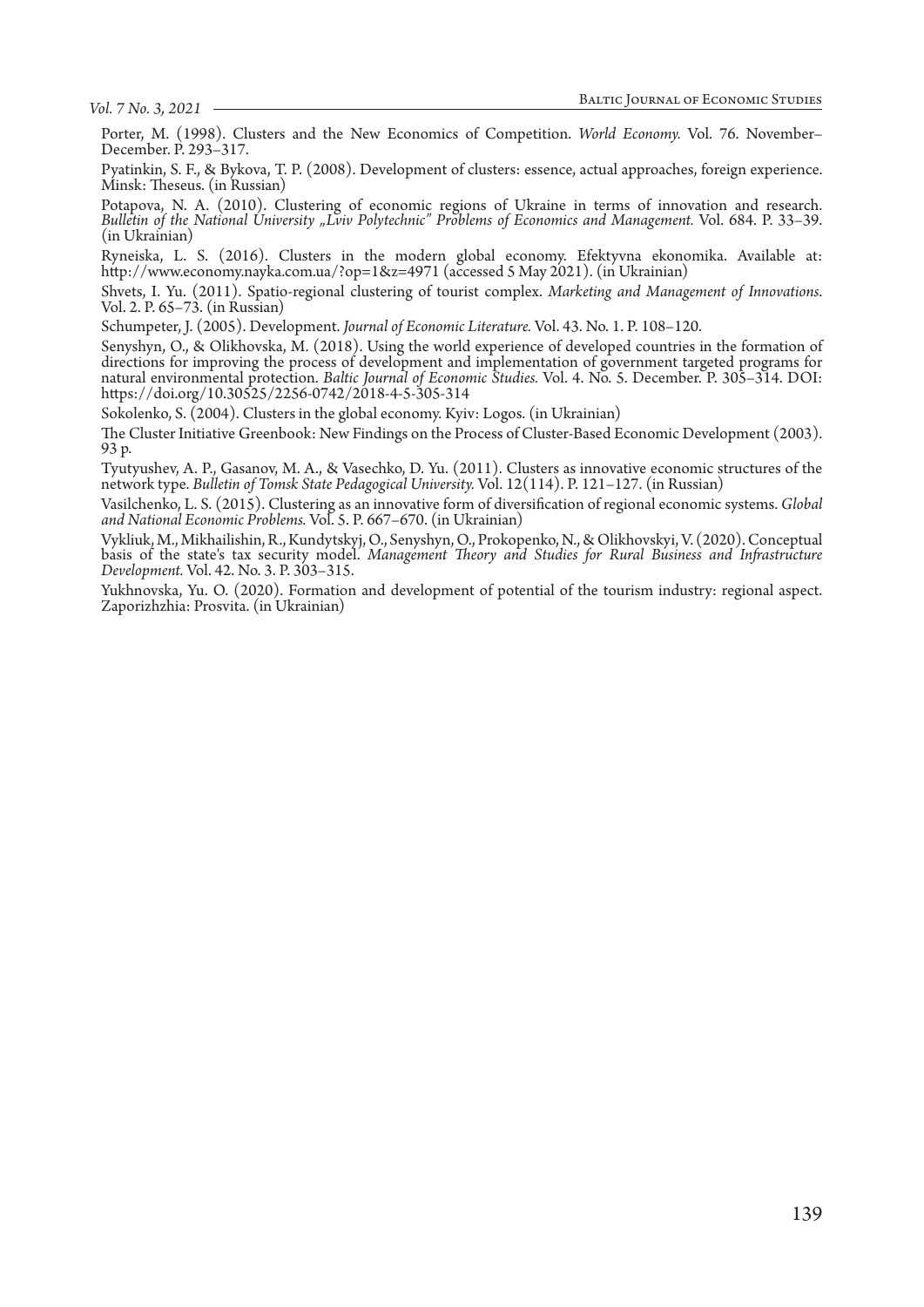Porter, M. (1998). Clusters and the New Economics of Competition. *World Economy.* Vol. 76. November–December. P. 293–317.

Pyatinkin, S. F., & Bykova, T. P. (2008). Development of clusters: essence, actual approaches, foreign experience. Minsk: Theseus. (in Russian)

Potapova, N. A. (2010). Clustering of economic regions of Ukraine in terms of innovation and research. *Bulletin of the National University „Lviv Polytechnic" Problems of Economics and Management.* Vol. 684. P. 33–39. (in Ukrainian)

Ryneiska, L. S. (2016). Clusters in the modern global economy. Efektyvna ekonomika. Available at: http://www.economy.nayka.com.ua/?op=1&z=4971 (accessed 5 May 2021). (in Ukrainian)

Shvets, I. Yu. (2011). Spatio-regional clustering of tourist complex. *Marketing and Management of Innovations.* Vol. 2. P. 65–73. (in Russian)

Schumpeter, J. (2005). Development. *Journal of Economic Literature.* Vol. 43. No. 1. P. 108–120.

Senyshyn, O., & Olikhovska, M. (2018). Using the world experience of developed countries in the formation of directions for improving the process of development and implementation of government targeted programs for natural environmental protection. *Baltic Journal of Economic Studies.* Vol. 4. No. 5. December. P. 305–314. DOI: https://doi.org/10.30525/2256-0742/2018-4-5-305-314

Sokolenko, S. (2004). Clusters in the global economy. Kyiv: Logos. (in Ukrainian)

The Cluster Initiative Greenbook: New Findings on the Process of Cluster-Based Economic Development (2003). 93 p.

Tyutyushev, A. P., Gasanov, M. A., & Vasechko, D. Yu. (2011). Clusters as innovative economic structures of the network type. *Bulletin of Tomsk State Pedagogical University.* Vol. 12(114). P. 121–127. (in Russian)

Vasilchenko, L. S. (2015). Clustering as an innovative form of diversification of regional economic systems. *Global and National Economic Problems.* Vol. 5. P. 667–670. (in Ukrainian)

Vykliuk, M., Mikhailishin, R., Kundytskyj, O., Senyshyn, O., Prokopenko, N., & Olikhovskyi, V. (2020). Conceptual basis of the state's tax security model. *Management Theory and Studies for Rural Business and Infrastructure Development.* Vol. 42. No. 3. P. 303–315.

Yukhnovska, Yu. O. (2020). Formation and development of potential of the tourism industry: regional aspect. Zaporizhzhia: Prosvita. (in Ukrainian)